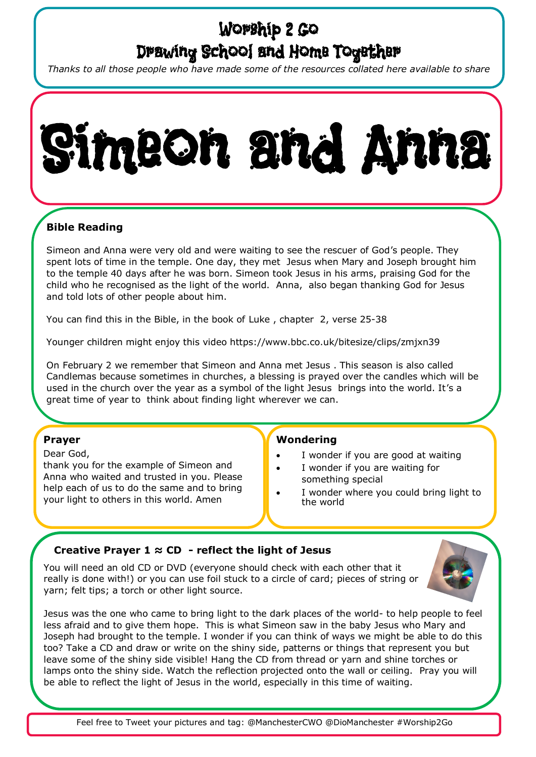# Worship 2 Go

## Drawing School and Home Together

*Thanks to all those people who have made some of the resources collated here available to share*

# Simeon and Anna

## Bible Reading

Simeon and Anna were very old and were waiting to see the rescuer of God's people. They spent lots of time in the temple. One day, they met Jesus when Mary and Joseph brought him to the temple 40 days after he was born. Simeon took Jesus in his arms, praising God for the child who he recognised as the light of the world. Anna, also began thanking God for Jesus and told lots of other people about him.

You can find this in the Bible, in the book of Luke , chapter 2, verse 25-38

Younger children might enjoy this video https://www.bbc.co.uk/bitesize/clips/zmjxn39

On February 2 we remember that Simeon and Anna met Jesus . This season is also called Candlemas because sometimes in churches, a blessing is prayed over the candles which will be used in the church over the year as a symbol of the light Jesus brings into the world. It's a great time of year to think about finding light wherever we can.

## Prayer

Dear God,
thank you for the example of Simeon and Anna who waited and trusted in you. Please help each of us to do the same and to bring your light to others in this world. Amen

## Wondering

- I wonder if you are good at waiting
- I wonder if you are waiting for something special
- I wonder where you could bring light to the world

## Creative Prayer 1 ≈ CD - reflect the light of Jesus

You will need an old CD or DVD (everyone should check with each other that it really is done with!) or you can use foil stuck to a circle of card; pieces of string or yarn; felt tips; a torch or other light source.

Jesus was the one who came to bring light to the dark places of the world- to help people to feel less afraid and to give them hope. This is what Simeon saw in the baby Jesus who Mary and Joseph had brought to the temple. I wonder if you can think of ways we might be able to do this too? Take a CD and draw or write on the shiny side, patterns or things that represent you but leave some of the shiny side visible! Hang the CD from thread or yarn and shine torches or lamps onto the shiny side. Watch the reflection projected onto the wall or ceiling. Pray you will be able to reflect the light of Jesus in the world, especially in this time of waiting.

Feel free to Tweet your pictures and tag: @ManchesterCWO @DioManchester #Worship2Go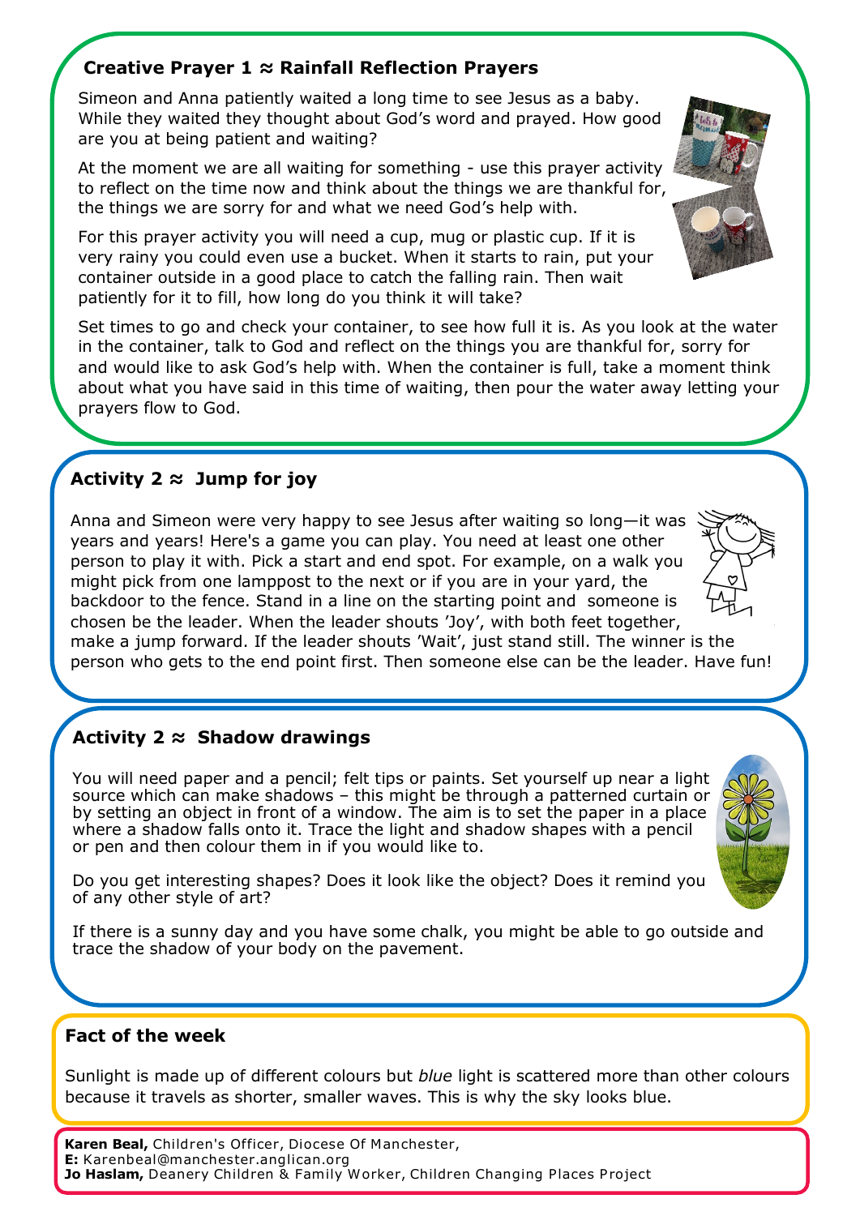## Creative Prayer 1 ≈ Rainfall Reflection Prayers

Simeon and Anna patiently waited a long time to see Jesus as a baby. While they waited they thought about God's word and prayed. How good are you at being patient and waiting?

At the moment we are all waiting for something - use this prayer activity to reflect on the time now and think about the things we are thankful for, the things we are sorry for and what we need God's help with.

For this prayer activity you will need a cup, mug or plastic cup. If it is very rainy you could even use a bucket. When it starts to rain, put your container outside in a good place to catch the falling rain. Then wait patiently for it to fill, how long do you think it will take?

Set times to go and check your container, to see how full it is. As you look at the water in the container, talk to God and reflect on the things you are thankful for, sorry for and would like to ask God's help with. When the container is full, take a moment think about what you have said in this time of waiting, then pour the water away letting your prayers flow to God.

## Activity 2 ≈ Jump for joy

Anna and Simeon were very happy to see Jesus after waiting so long—it was years and years! Here's a game you can play. You need at least one other person to play it with. Pick a start and end spot. For example, on a walk you might pick from one lamppost to the next or if you are in your yard, the backdoor to the fence. Stand in a line on the starting point and someone is chosen be the leader. When the leader shouts 'Joy', with both feet together, make a jump forward. If the leader shouts 'Wait', just stand still. The winner is the person who gets to the end point first. Then someone else can be the leader. Have fun!

## Activity 2 ≈ Shadow drawings

You will need paper and a pencil; felt tips or paints. Set yourself up near a light source which can make shadows – this might be through a patterned curtain or by setting an object in front of a window. The aim is to set the paper in a place where a shadow falls onto it. Trace the light and shadow shapes with a pencil or pen and then colour them in if you would like to.

Do you get interesting shapes? Does it look like the object? Does it remind you of any other style of art?

If there is a sunny day and you have some chalk, you might be able to go outside and trace the shadow of your body on the pavement.

## Fact of the week

Sunlight is made up of different colours but *blue* light is scattered more than other colours because it travels as shorter, smaller waves. This is why the sky looks blue.

**Karen Beal,** Children's Officer, Diocese Of Manchester,
**E:** Karenbeal@manchester.anglican.org
**Jo Haslam,** Deanery Children & Family Worker, Children Changing Places Project